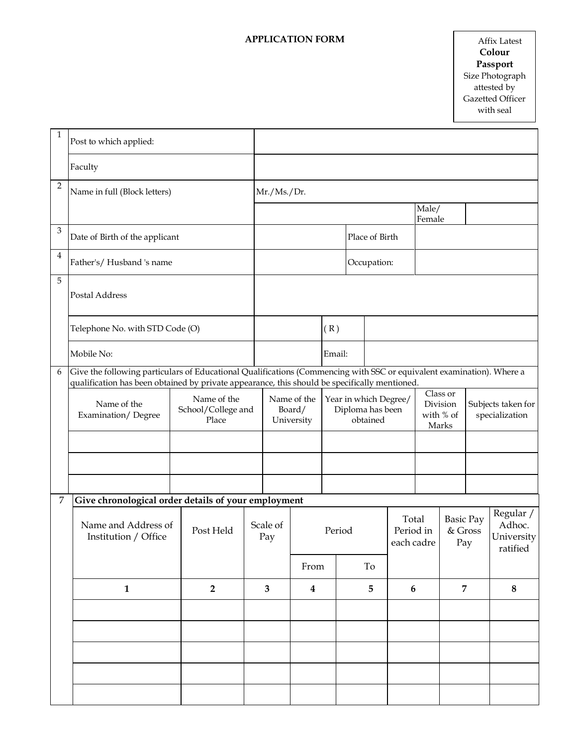# APPLICATION FORM

Affix Latest **Colour Passport** Size Photograph attested by Gazetted Officer with seal

| | | | | | |
|---|---|---|---|---|---|
| 1 | Post to which applied: | | | | |
| | Faculty | | | | |
| 2 | Name in full (Block letters) | Mr./Ms./Dr. | | | |
| | | | | Male/ Female | |
| 3 | Date of Birth of the applicant | | Place of Birth | | |
| 4 | Father's/ Husband 's name | | Occupation: | | |
| 5 | Postal Address | | | | |
| | Telephone No. with STD Code (O) | | ( R ) | | |
| | Mobile No: | | Email: | | |

6 Give the following particulars of Educational Qualifications (Commencing with SSC or equivalent examination). Where a qualification has been obtained by private appearance, this should be specifically mentioned.

| Name of the Examination/ Degree | Name of the School/College and Place | Name of the Board/ University | Year in which Degree/ Diploma has been obtained | Class or Division with % of Marks | Subjects taken for specialization |
|---|---|---|---|---|---|
| | | | | | |
| | | | | | |
| | | | | | |

7 **Give chronological order details of your employment**

| Name and Address of Institution / Office | Post Held | Scale of Pay | Period | | Total Period in each cadre | Basic Pay & Gross Pay | Regular / Adhoc. University ratified |
|---|---|---|---|---|---|---|---|
| | | | From | To | | | |
| **1** | **2** | **3** | **4** | **5** | **6** | **7** | **8** |
| | | | | | | | |
| | | | | | | | |
| | | | | | | | |
| | | | | | | | |
| | | | | | | | |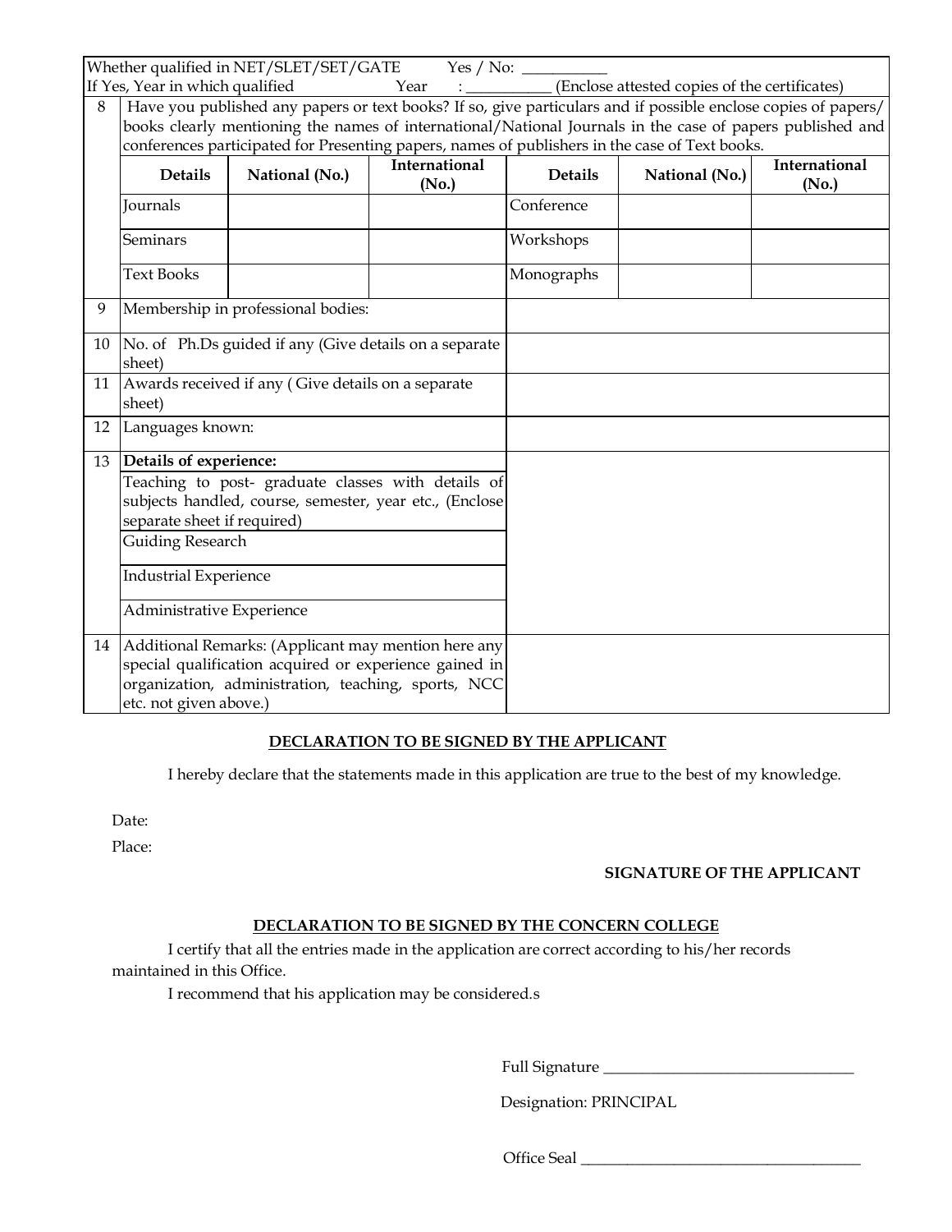| | | | | | | | |
|---|---|---|---|---|---|---|---|
| | Whether qualified in NET/SLET/SET/GATE Yes / No: ___________<br>If Yes, Year in which qualified Year : ___________ (Enclose attested copies of the certificates) | | | | | | |
| 8 | Have you published any papers or text books? If so, give particulars and if possible enclose copies of papers/ books clearly mentioning the names of international/National Journals in the case of papers published and conferences participated for Presenting papers, names of publishers in the case of Text books. | | | | | | |
| | **Details** | **National (No.)** | **International (No.)** | **Details** | **National (No.)** | **International (No.)** | |
| | Journals | | | Conference | | | |
| | Seminars | | | Workshops | | | |
| | Text Books | | | Monographs | | | |
| 9 | Membership in professional bodies: | | | | | | |
| 10 | No. of Ph.Ds guided if any (Give details on a separate sheet) | | | | | | |
| 11 | Awards received if any ( Give details on a separate sheet) | | | | | | |
| 12 | Languages known: | | | | | | |
| 13 | **Details of experience:** | | | | | | |
| | Teaching to post- graduate classes with details of subjects handled, course, semester, year etc., (Enclose separate sheet if required) | | | | | | |
| | Guiding Research | | | | | | |
| | Industrial Experience | | | | | | |
| | Administrative Experience | | | | | | |
| 14 | Additional Remarks: (Applicant may mention here any special qualification acquired or experience gained in organization, administration, teaching, sports, NCC etc. not given above.) | | | | | | |

**DECLARATION TO BE SIGNED BY THE APPLICANT**

I hereby declare that the statements made in this application are true to the best of my knowledge.

Date:

Place:

**SIGNATURE OF THE APPLICANT**

**DECLARATION TO BE SIGNED BY THE CONCERN COLLEGE**

I certify that all the entries made in the application are correct according to his/her records maintained in this Office.

I recommend that his application may be considered.s

Full Signature _________________________________

Designation: PRINCIPAL

Office Seal _____________________________________